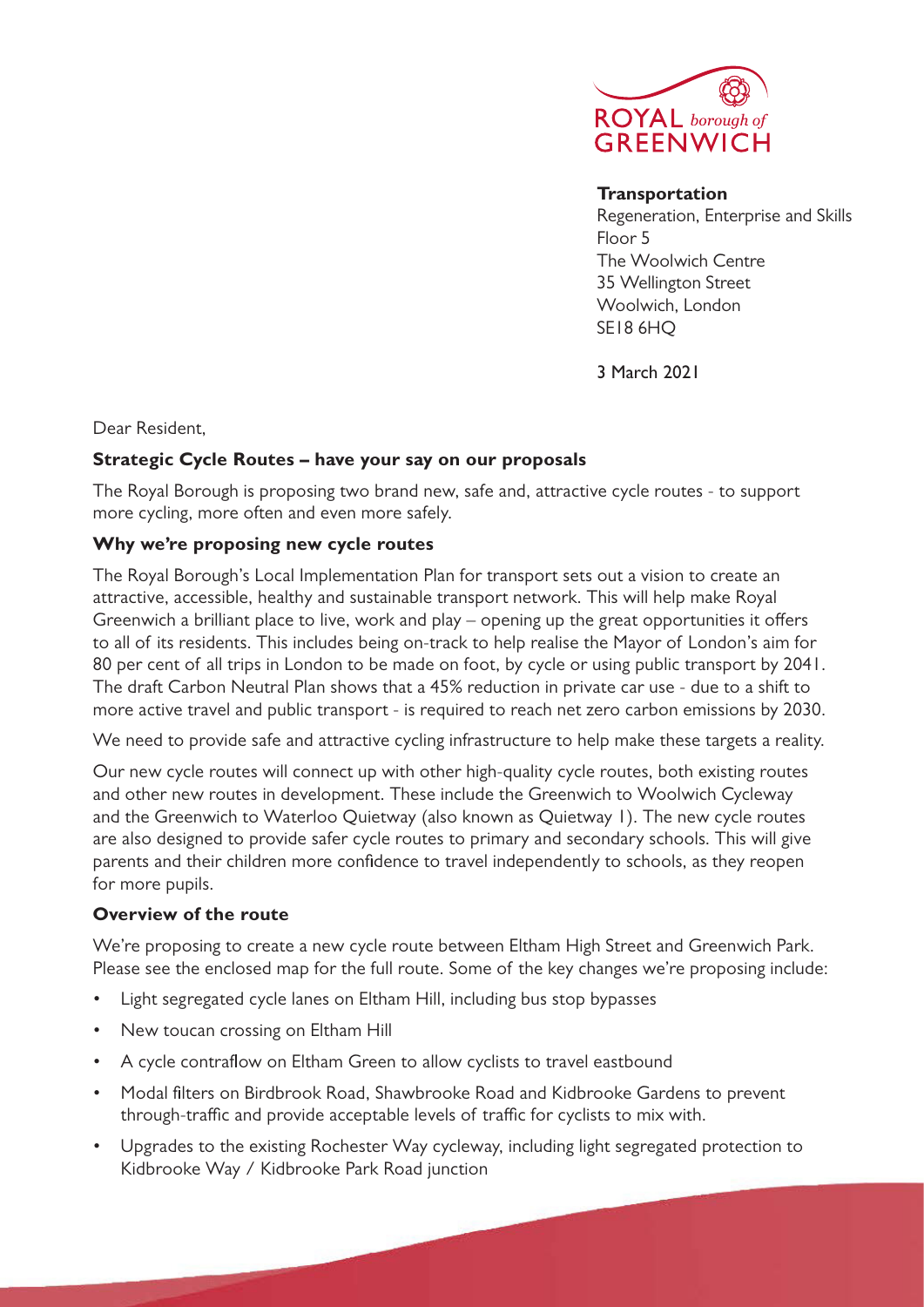ROYAL *borough of* GREENWICH

**Transportation**
Regeneration, Enterprise and Skills
Floor 5
The Woolwich Centre
35 Wellington Street
Woolwich, London
SE18 6HQ

3 March 2021

Dear Resident,

**Strategic Cycle Routes – have your say on our proposals**

The Royal Borough is proposing two brand new, safe and, attractive cycle routes - to support more cycling, more often and even more safely.

**Why we're proposing new cycle routes**

The Royal Borough's Local Implementation Plan for transport sets out a vision to create an attractive, accessible, healthy and sustainable transport network. This will help make Royal Greenwich a brilliant place to live, work and play – opening up the great opportunities it offers to all of its residents. This includes being on-track to help realise the Mayor of London's aim for 80 per cent of all trips in London to be made on foot, by cycle or using public transport by 2041. The draft Carbon Neutral Plan shows that a 45% reduction in private car use - due to a shift to more active travel and public transport - is required to reach net zero carbon emissions by 2030.

We need to provide safe and attractive cycling infrastructure to help make these targets a reality.

Our new cycle routes will connect up with other high-quality cycle routes, both existing routes and other new routes in development. These include the Greenwich to Woolwich Cycleway and the Greenwich to Waterloo Quietway (also known as Quietway 1). The new cycle routes are also designed to provide safer cycle routes to primary and secondary schools. This will give parents and their children more confidence to travel independently to schools, as they reopen for more pupils.

**Overview of the route**

We're proposing to create a new cycle route between Eltham High Street and Greenwich Park. Please see the enclosed map for the full route. Some of the key changes we're proposing include:

- Light segregated cycle lanes on Eltham Hill, including bus stop bypasses
- New toucan crossing on Eltham Hill
- A cycle contraflow on Eltham Green to allow cyclists to travel eastbound
- Modal filters on Birdbrook Road, Shawbrooke Road and Kidbrooke Gardens to prevent through-traffic and provide acceptable levels of traffic for cyclists to mix with.
- Upgrades to the existing Rochester Way cycleway, including light segregated protection to Kidbrooke Way / Kidbrooke Park Road junction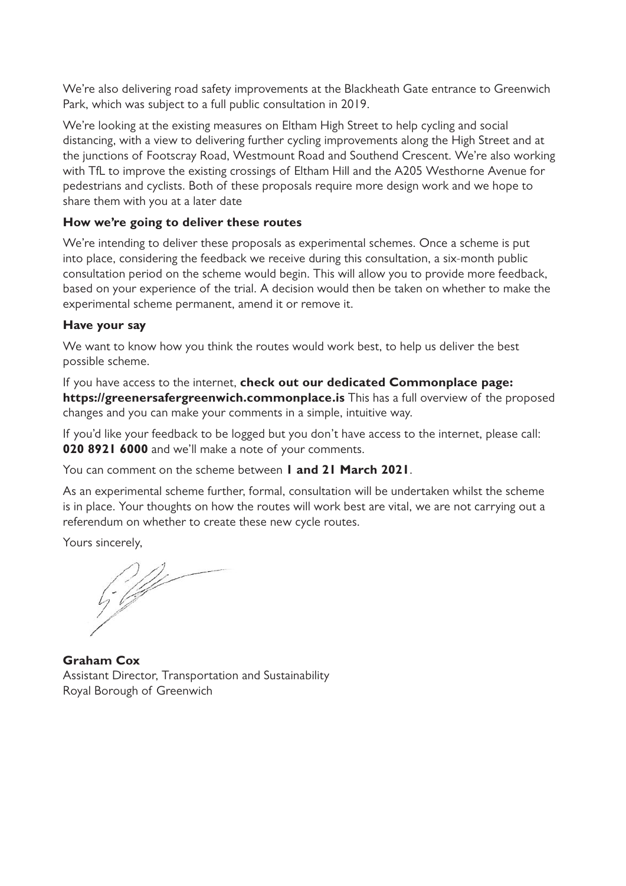We're also delivering road safety improvements at the Blackheath Gate entrance to Greenwich Park, which was subject to a full public consultation in 2019.

We're looking at the existing measures on Eltham High Street to help cycling and social distancing, with a view to delivering further cycling improvements along the High Street and at the junctions of Footscray Road, Westmount Road and Southend Crescent. We're also working with TfL to improve the existing crossings of Eltham Hill and the A205 Westhorne Avenue for pedestrians and cyclists. Both of these proposals require more design work and we hope to share them with you at a later date

**How we're going to deliver these routes**

We're intending to deliver these proposals as experimental schemes. Once a scheme is put into place, considering the feedback we receive during this consultation, a six-month public consultation period on the scheme would begin. This will allow you to provide more feedback, based on your experience of the trial. A decision would then be taken on whether to make the experimental scheme permanent, amend it or remove it.

**Have your say**

We want to know how you think the routes would work best, to help us deliver the best possible scheme.

If you have access to the internet, **check out our dedicated Commonplace page: https://greenersafergreenwich.commonplace.is** This has a full overview of the proposed changes and you can make your comments in a simple, intuitive way.

If you'd like your feedback to be logged but you don't have access to the internet, please call: **020 8921 6000** and we'll make a note of your comments.

You can comment on the scheme between **1 and 21 March 2021**.

As an experimental scheme further, formal, consultation will be undertaken whilst the scheme is in place. Your thoughts on how the routes will work best are vital, we are not carrying out a referendum on whether to create these new cycle routes.

Yours sincerely,

**Graham Cox**
Assistant Director, Transportation and Sustainability
Royal Borough of Greenwich